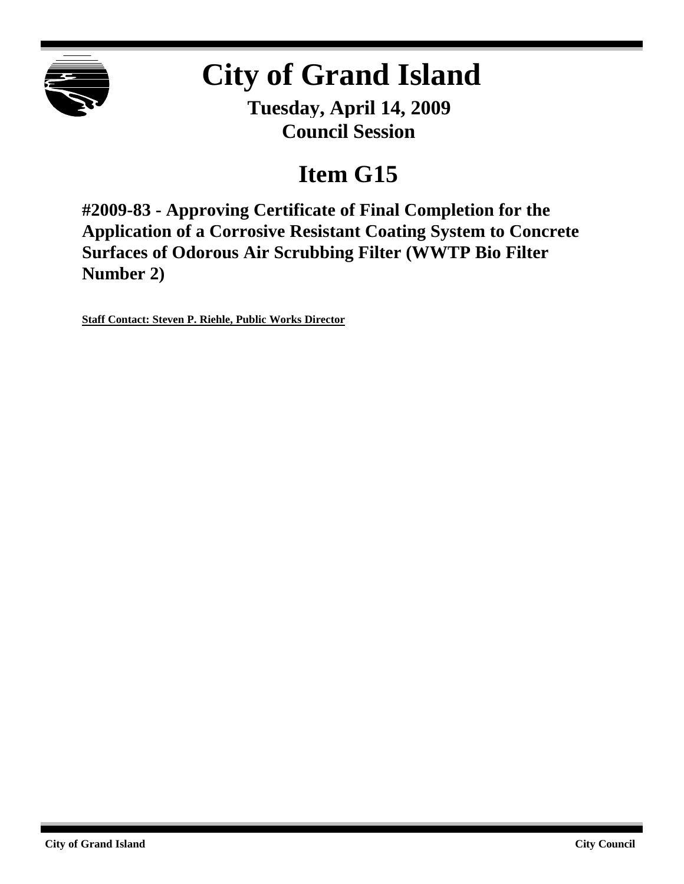# City of Grand Island

**Tuesday, April 14, 2009**
**Council Session**

## Item G15

**#2009-83 - Approving Certificate of Final Completion for the Application of a Corrosive Resistant Coating System to Concrete Surfaces of Odorous Air Scrubbing Filter (WWTP Bio Filter Number 2)**

**Staff Contact: Steven P. Riehle, Public Works Director**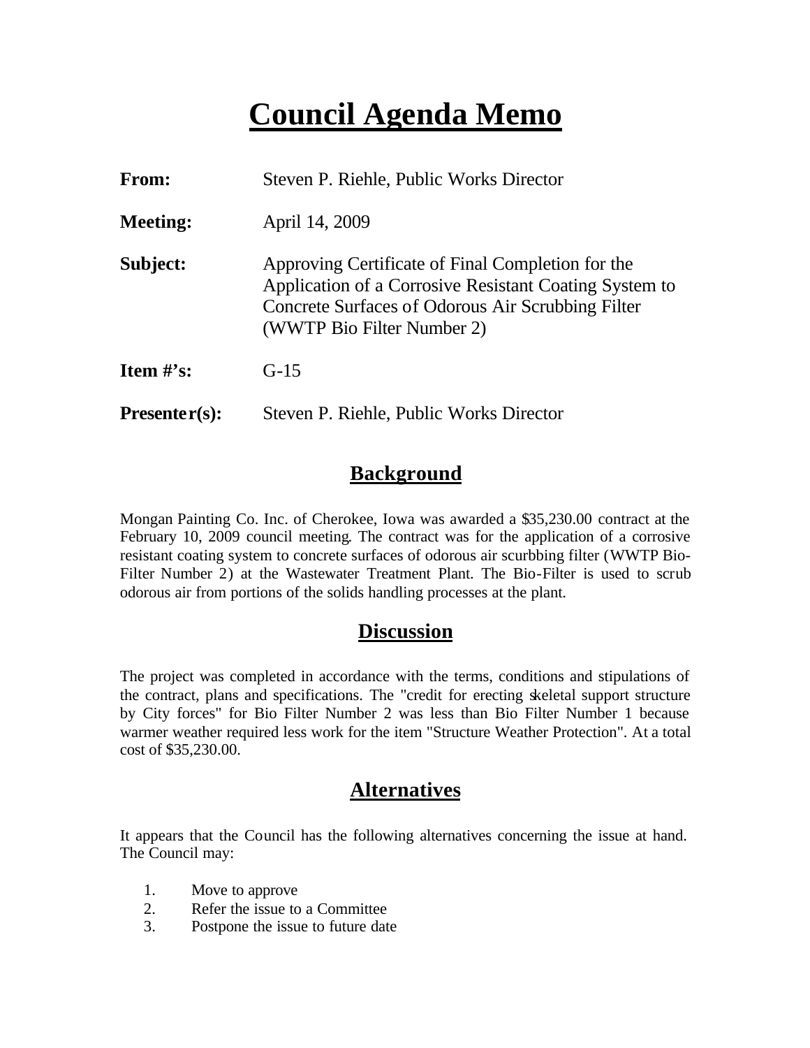# Council Agenda Memo

**From:** Steven P. Riehle, Public Works Director

**Meeting:** April 14, 2009

**Subject:** Approving Certificate of Final Completion for the Application of a Corrosive Resistant Coating System to Concrete Surfaces of Odorous Air Scrubbing Filter (WWTP Bio Filter Number 2)

**Item #'s:** G-15

**Presenter(s):** Steven P. Riehle, Public Works Director

## Background

Mongan Painting Co. Inc. of Cherokee, Iowa was awarded a $35,230.00 contract at the February 10, 2009 council meeting. The contract was for the application of a corrosive resistant coating system to concrete surfaces of odorous air scurbbing filter (WWTP Bio-Filter Number 2) at the Wastewater Treatment Plant. The Bio-Filter is used to scrub odorous air from portions of the solids handling processes at the plant.

## Discussion

The project was completed in accordance with the terms, conditions and stipulations of the contract, plans and specifications. The "credit for erecting skeletal support structure by City forces" for Bio Filter Number 2 was less than Bio Filter Number 1 because warmer weather required less work for the item "Structure Weather Protection". At a total cost of $35,230.00.

## Alternatives

It appears that the Council has the following alternatives concerning the issue at hand. The Council may:

1. Move to approve
2. Refer the issue to a Committee
3. Postpone the issue to future date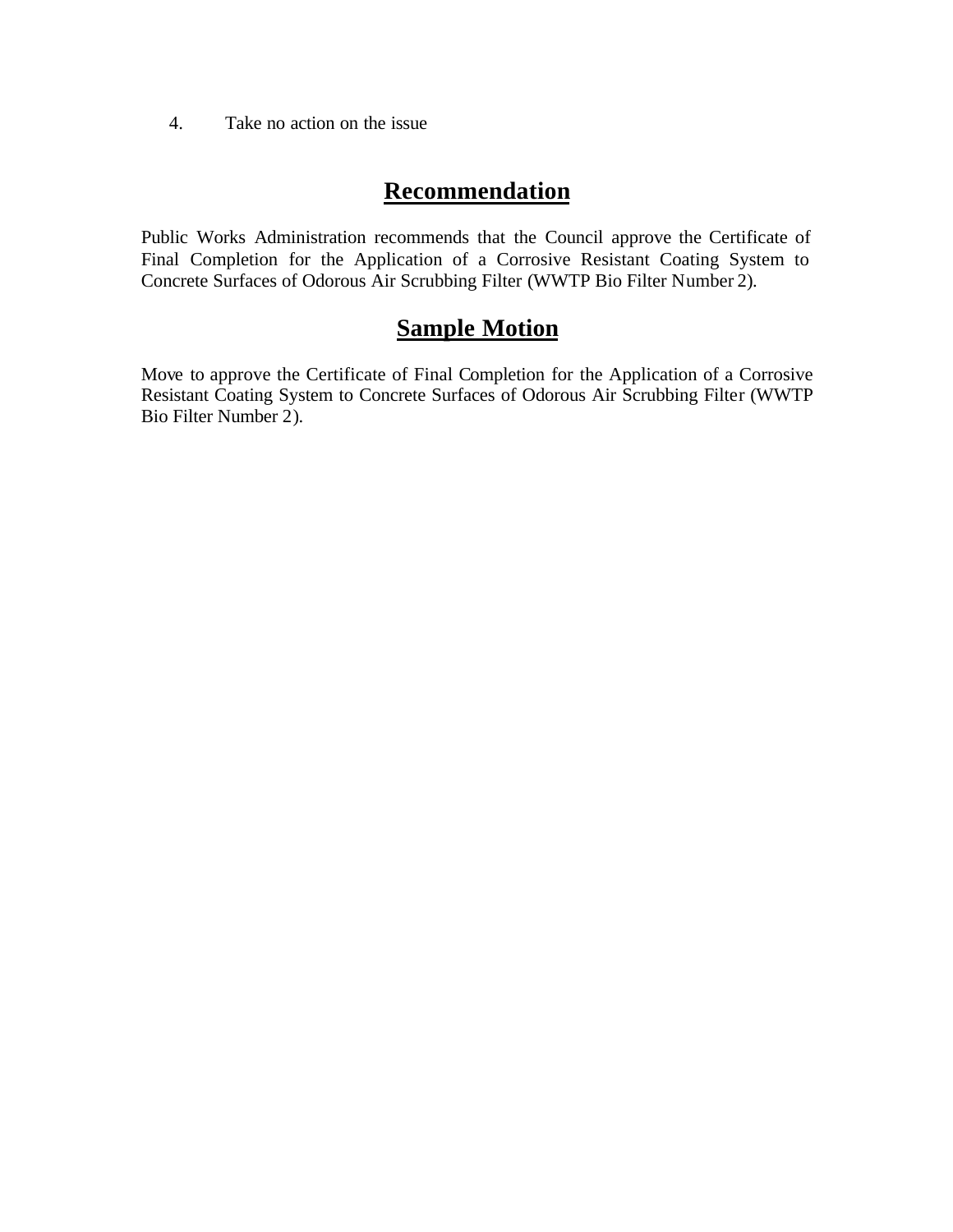4. Take no action on the issue

## Recommendation

Public Works Administration recommends that the Council approve the Certificate of Final Completion for the Application of a Corrosive Resistant Coating System to Concrete Surfaces of Odorous Air Scrubbing Filter (WWTP Bio Filter Number 2).

## Sample Motion

Move to approve the Certificate of Final Completion for the Application of a Corrosive Resistant Coating System to Concrete Surfaces of Odorous Air Scrubbing Filter (WWTP Bio Filter Number 2).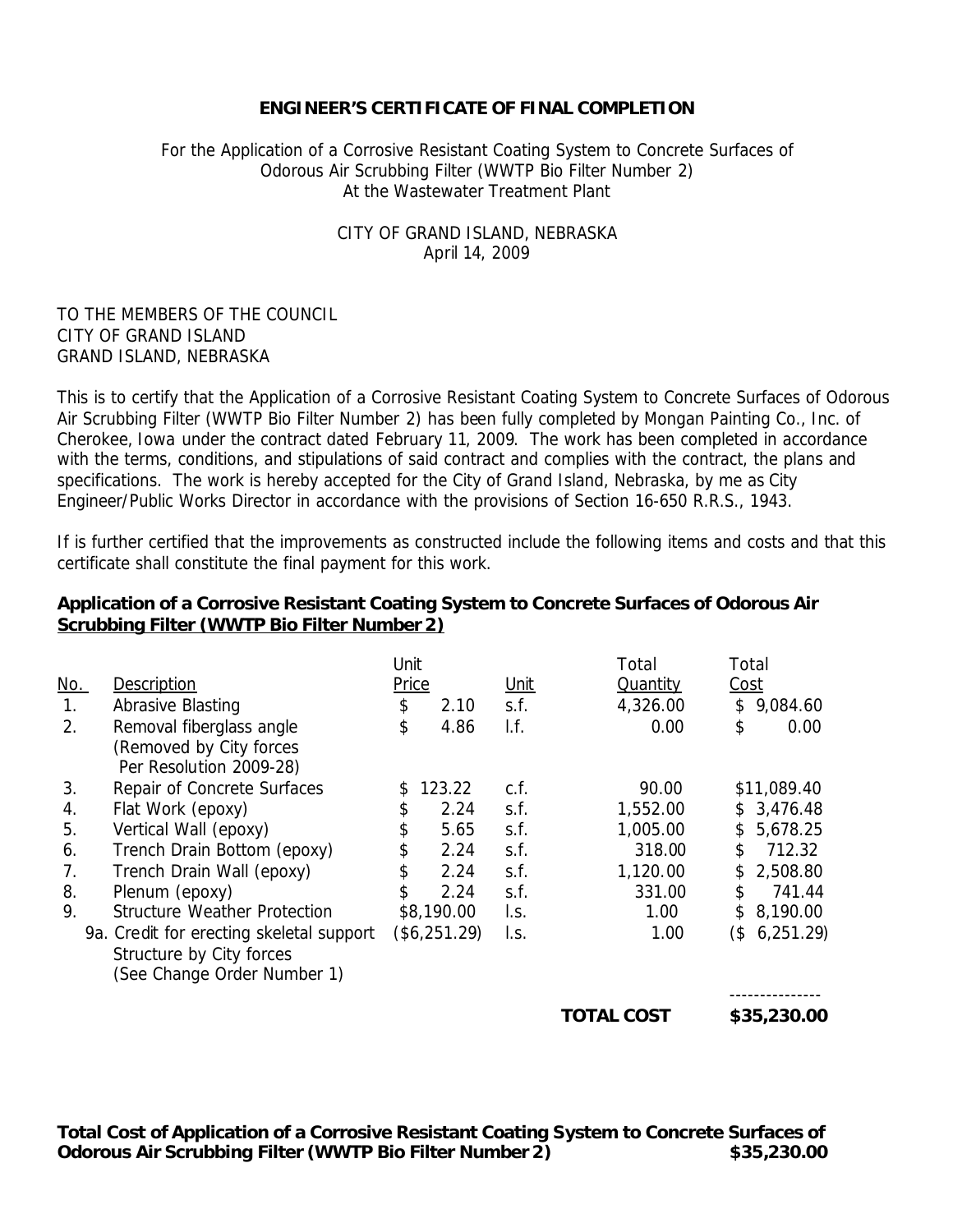**ENGINEER'S CERTIFICATE OF FINAL COMPLETION**

For the Application of a Corrosive Resistant Coating System to Concrete Surfaces of Odorous Air Scrubbing Filter (WWTP Bio Filter Number 2)
At the Wastewater Treatment Plant

CITY OF GRAND ISLAND, NEBRASKA
April 14, 2009

TO THE MEMBERS OF THE COUNCIL
CITY OF GRAND ISLAND
GRAND ISLAND, NEBRASKA

This is to certify that the Application of a Corrosive Resistant Coating System to Concrete Surfaces of Odorous Air Scrubbing Filter (WWTP Bio Filter Number 2) has been fully completed by Mongan Painting Co., Inc. of Cherokee, Iowa under the contract dated February 11, 2009. The work has been completed in accordance with the terms, conditions, and stipulations of said contract and complies with the contract, the plans and specifications. The work is hereby accepted for the City of Grand Island, Nebraska, by me as City Engineer/Public Works Director in accordance with the provisions of Section 16-650 R.R.S., 1943.

If is further certified that the improvements as constructed include the following items and costs and that this certificate shall constitute the final payment for this work.

**Application of a Corrosive Resistant Coating System to Concrete Surfaces of Odorous Air Scrubbing Filter (WWTP Bio Filter Number 2)**

| No. | Description | Unit Price | Unit | Total Quantity | Total Cost |
|---|---|---|---|---|---|
| 1. | Abrasive Blasting | $ 2.10 | s.f. | 4,326.00 | $ 9,084.60 |
| 2. | Removal fiberglass angle (Removed by City forces Per Resolution 2009-28) | $ 4.86 | l.f. | 0.00 | $ 0.00 |
| 3. | Repair of Concrete Surfaces | $ 123.22 | c.f. | 90.00 | $11,089.40 |
| 4. | Flat Work (epoxy) | $ 2.24 | s.f. | 1,552.00 | $ 3,476.48 |
| 5. | Vertical Wall (epoxy) | $ 5.65 | s.f. | 1,005.00 | $ 5,678.25 |
| 6. | Trench Drain Bottom (epoxy) | $ 2.24 | s.f. | 318.00 | $ 712.32 |
| 7. | Trench Drain Wall (epoxy) | $ 2.24 | s.f. | 1,120.00 | $ 2,508.80 |
| 8. | Plenum (epoxy) | $ 2.24 | s.f. | 331.00 | $ 741.44 |
| 9. | Structure Weather Protection | $8,190.00 | l.s. | 1.00 | $ 8,190.00 |
| 9a. | Credit for erecting skeletal support Structure by City forces (See Change Order Number 1) | ($6,251.29) | l.s. | 1.00 | ($ 6,251.29) |
| | | | | **TOTAL COST** | **$35,230.00** |

**Total Cost of Application of a Corrosive Resistant Coating System to Concrete Surfaces of Odorous Air Scrubbing Filter (WWTP Bio Filter Number 2) $35,230.00**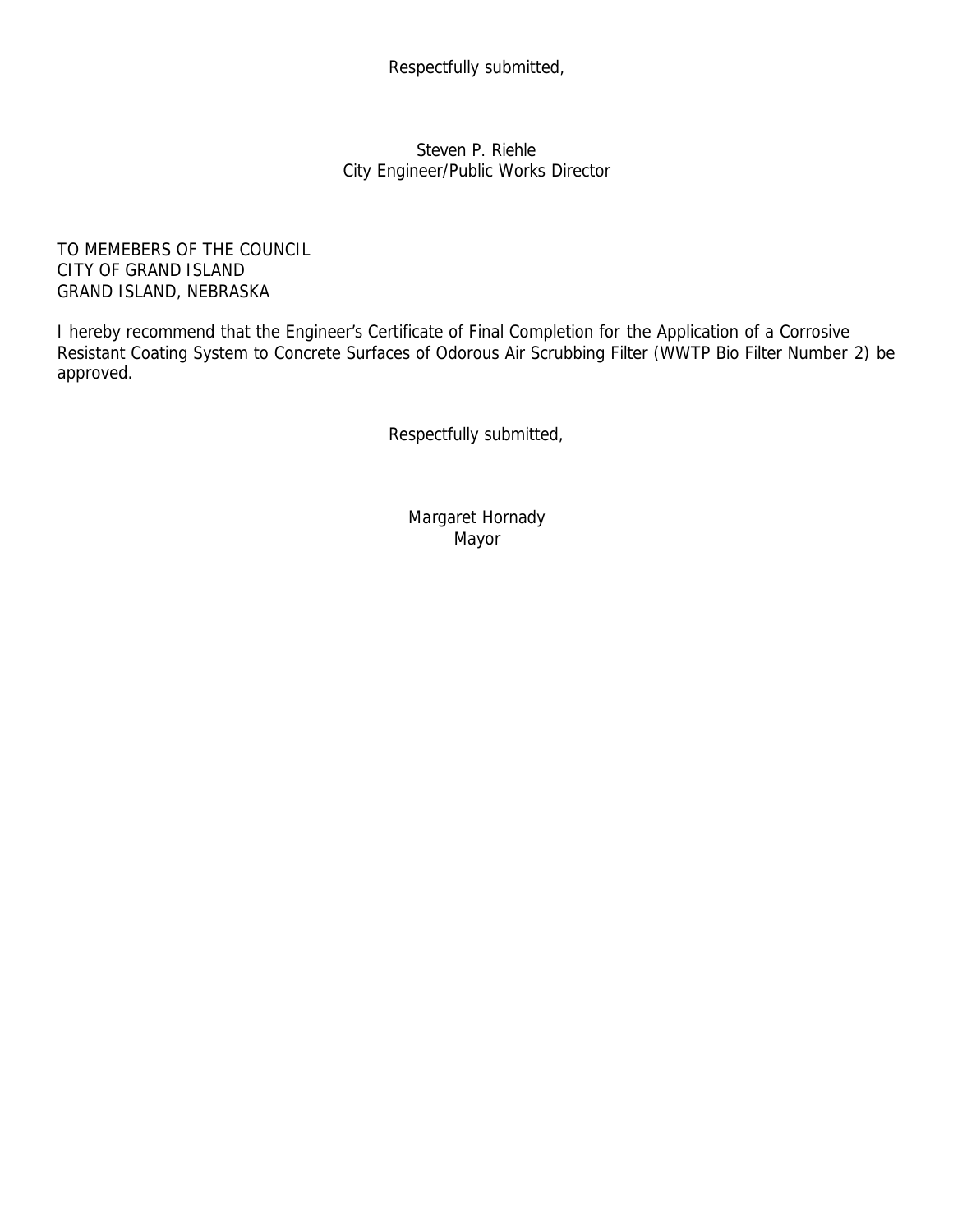Respectfully submitted,

Steven P. Riehle
City Engineer/Public Works Director

TO MEMEBERS OF THE COUNCIL
CITY OF GRAND ISLAND
GRAND ISLAND, NEBRASKA

I hereby recommend that the Engineer's Certificate of Final Completion for the Application of a Corrosive Resistant Coating System to Concrete Surfaces of Odorous Air Scrubbing Filter (WWTP Bio Filter Number 2) be approved.

Respectfully submitted,

Margaret Hornady
Mayor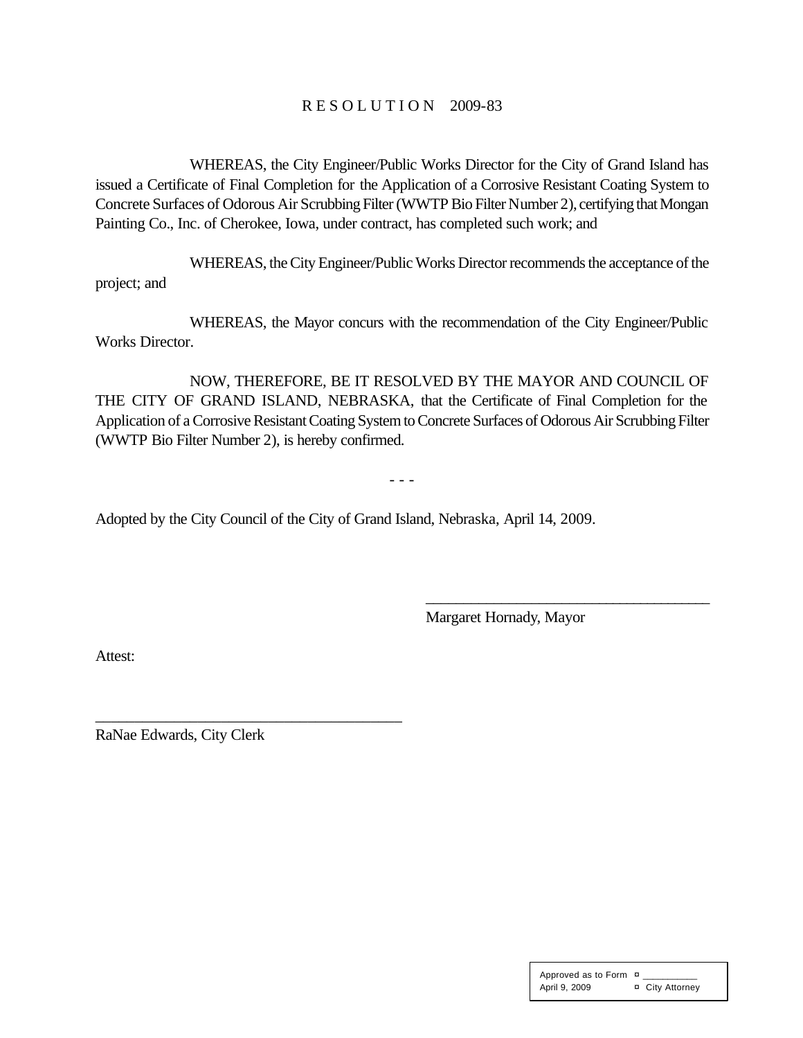# RESOLUTION 2009-83

WHEREAS, the City Engineer/Public Works Director for the City of Grand Island has issued a Certificate of Final Completion for the Application of a Corrosive Resistant Coating System to Concrete Surfaces of Odorous Air Scrubbing Filter (WWTP Bio Filter Number 2), certifying that Mongan Painting Co., Inc. of Cherokee, Iowa, under contract, has completed such work; and

WHEREAS, the City Engineer/Public Works Director recommends the acceptance of the project; and

WHEREAS, the Mayor concurs with the recommendation of the City Engineer/Public Works Director.

NOW, THEREFORE, BE IT RESOLVED BY THE MAYOR AND COUNCIL OF THE CITY OF GRAND ISLAND, NEBRASKA, that the Certificate of Final Completion for the Application of a Corrosive Resistant Coating System to Concrete Surfaces of Odorous Air Scrubbing Filter (WWTP Bio Filter Number 2), is hereby confirmed.

- - -

Adopted by the City Council of the City of Grand Island, Nebraska, April 14, 2009.

\_\_\_\_\_\_\_\_\_\_\_\_\_\_\_\_\_\_\_\_\_\_\_\_\_\_\_\_\_\_\_\_\_\_\_\_\_\_\_
Margaret Hornady, Mayor

Attest:

\_\_\_\_\_\_\_\_\_\_\_\_\_\_\_\_\_\_\_\_\_\_\_\_\_\_\_\_\_\_\_\_\_\_\_\_\_\_\_
RaNae Edwards, City Clerk

| | |
|---|---|
| Approved as to Form | ¤ \_\_\_\_\_\_\_\_\_\_ |
| April 9, 2009 | ¤ City Attorney |